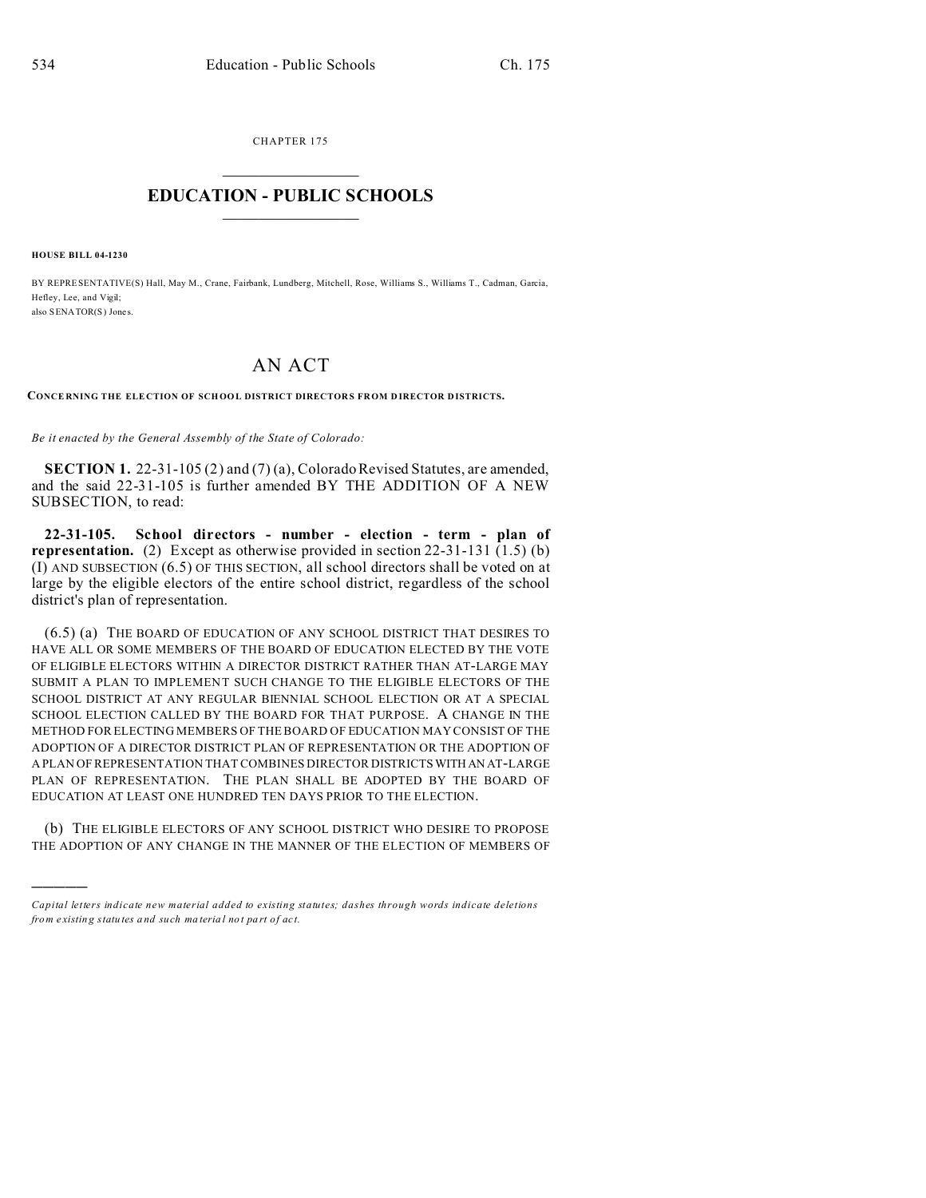CHAPTER 175

# EDUCATION - PUBLIC SCHOOLS

**HOUSE BILL 04-1230**

BY REPRESENTATIVE(S) Hall, May M., Crane, Fairbank, Lundberg, Mitchell, Rose, Williams S., Williams T., Cadman, Garcia, Hefley, Lee, and Vigil;
also SENATOR(S) Jones.

# AN ACT

**CONCERNING THE ELECTION OF SCHOOL DISTRICT DIRECTORS FROM DIRECTOR DISTRICTS.**

*Be it enacted by the General Assembly of the State of Colorado:*

**SECTION 1.** 22-31-105 (2) and (7) (a), Colorado Revised Statutes, are amended, and the said 22-31-105 is further amended BY THE ADDITION OF A NEW SUBSECTION, to read:

**22-31-105. School directors - number - election - term - plan of representation.** (2) Except as otherwise provided in section 22-31-131 (1.5) (b) (I) AND SUBSECTION (6.5) OF THIS SECTION, all school directors shall be voted on at large by the eligible electors of the entire school district, regardless of the school district's plan of representation.

(6.5) (a) THE BOARD OF EDUCATION OF ANY SCHOOL DISTRICT THAT DESIRES TO HAVE ALL OR SOME MEMBERS OF THE BOARD OF EDUCATION ELECTED BY THE VOTE OF ELIGIBLE ELECTORS WITHIN A DIRECTOR DISTRICT RATHER THAN AT-LARGE MAY SUBMIT A PLAN TO IMPLEMENT SUCH CHANGE TO THE ELIGIBLE ELECTORS OF THE SCHOOL DISTRICT AT ANY REGULAR BIENNIAL SCHOOL ELECTION OR AT A SPECIAL SCHOOL ELECTION CALLED BY THE BOARD FOR THAT PURPOSE. A CHANGE IN THE METHOD FOR ELECTING MEMBERS OF THE BOARD OF EDUCATION MAY CONSIST OF THE ADOPTION OF A DIRECTOR DISTRICT PLAN OF REPRESENTATION OR THE ADOPTION OF A PLAN OF REPRESENTATION THAT COMBINES DIRECTOR DISTRICTS WITH AN AT-LARGE PLAN OF REPRESENTATION. THE PLAN SHALL BE ADOPTED BY THE BOARD OF EDUCATION AT LEAST ONE HUNDRED TEN DAYS PRIOR TO THE ELECTION.

(b) THE ELIGIBLE ELECTORS OF ANY SCHOOL DISTRICT WHO DESIRE TO PROPOSE THE ADOPTION OF ANY CHANGE IN THE MANNER OF THE ELECTION OF MEMBERS OF

*Capital letters indicate new material added to existing statutes; dashes through words indicate deletions from existing statutes and such material not part of act.*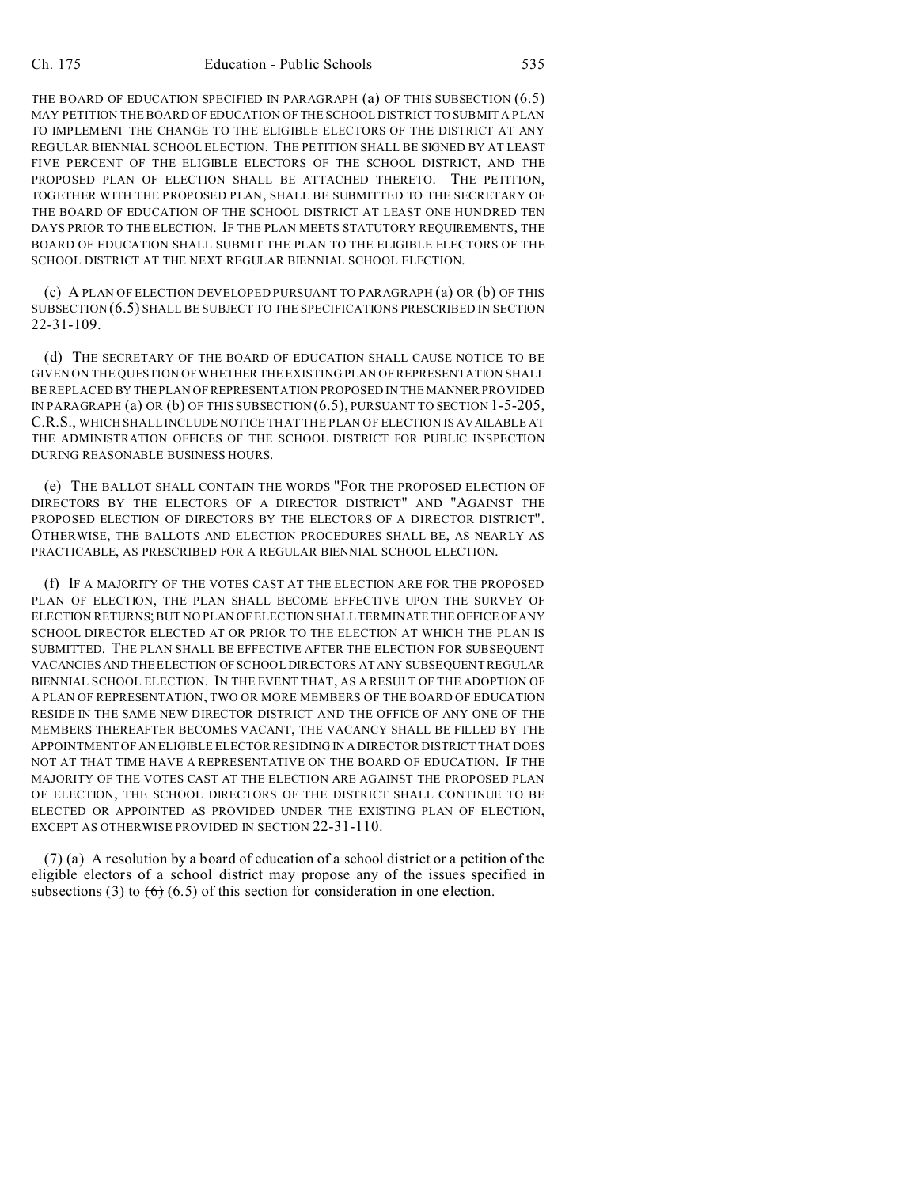THE BOARD OF EDUCATION SPECIFIED IN PARAGRAPH (a) OF THIS SUBSECTION (6.5) MAY PETITION THE BOARD OF EDUCATION OF THE SCHOOL DISTRICT TO SUBMIT A PLAN TO IMPLEMENT THE CHANGE TO THE ELIGIBLE ELECTORS OF THE DISTRICT AT ANY REGULAR BIENNIAL SCHOOL ELECTION. THE PETITION SHALL BE SIGNED BY AT LEAST FIVE PERCENT OF THE ELIGIBLE ELECTORS OF THE SCHOOL DISTRICT, AND THE PROPOSED PLAN OF ELECTION SHALL BE ATTACHED THERETO. THE PETITION, TOGETHER WITH THE PROPOSED PLAN, SHALL BE SUBMITTED TO THE SECRETARY OF THE BOARD OF EDUCATION OF THE SCHOOL DISTRICT AT LEAST ONE HUNDRED TEN DAYS PRIOR TO THE ELECTION. IF THE PLAN MEETS STATUTORY REQUIREMENTS, THE BOARD OF EDUCATION SHALL SUBMIT THE PLAN TO THE ELIGIBLE ELECTORS OF THE SCHOOL DISTRICT AT THE NEXT REGULAR BIENNIAL SCHOOL ELECTION.

(c) A PLAN OF ELECTION DEVELOPED PURSUANT TO PARAGRAPH (a) OR (b) OF THIS SUBSECTION (6.5) SHALL BE SUBJECT TO THE SPECIFICATIONS PRESCRIBED IN SECTION 22-31-109.

(d) THE SECRETARY OF THE BOARD OF EDUCATION SHALL CAUSE NOTICE TO BE GIVEN ON THE QUESTION OF WHETHER THE EXISTING PLAN OF REPRESENTATION SHALL BE REPLACED BY THE PLAN OF REPRESENTATION PROPOSED IN THE MANNER PROVIDED IN PARAGRAPH (a) OR (b) OF THIS SUBSECTION (6.5), PURSUANT TO SECTION 1-5-205, C.R.S., WHICH SHALL INCLUDE NOTICE THAT THE PLAN OF ELECTION IS AVAILABLE AT THE ADMINISTRATION OFFICES OF THE SCHOOL DISTRICT FOR PUBLIC INSPECTION DURING REASONABLE BUSINESS HOURS.

(e) THE BALLOT SHALL CONTAIN THE WORDS "FOR THE PROPOSED ELECTION OF DIRECTORS BY THE ELECTORS OF A DIRECTOR DISTRICT" AND "AGAINST THE PROPOSED ELECTION OF DIRECTORS BY THE ELECTORS OF A DIRECTOR DISTRICT". OTHERWISE, THE BALLOTS AND ELECTION PROCEDURES SHALL BE, AS NEARLY AS PRACTICABLE, AS PRESCRIBED FOR A REGULAR BIENNIAL SCHOOL ELECTION.

(f) IF A MAJORITY OF THE VOTES CAST AT THE ELECTION ARE FOR THE PROPOSED PLAN OF ELECTION, THE PLAN SHALL BECOME EFFECTIVE UPON THE SURVEY OF ELECTION RETURNS; BUT NO PLAN OF ELECTION SHALL TERMINATE THE OFFICE OF ANY SCHOOL DIRECTOR ELECTED AT OR PRIOR TO THE ELECTION AT WHICH THE PLAN IS SUBMITTED. THE PLAN SHALL BE EFFECTIVE AFTER THE ELECTION FOR SUBSEQUENT VACANCIES AND THE ELECTION OF SCHOOL DIRECTORS AT ANY SUBSEQUENT REGULAR BIENNIAL SCHOOL ELECTION. IN THE EVENT THAT, AS A RESULT OF THE ADOPTION OF A PLAN OF REPRESENTATION, TWO OR MORE MEMBERS OF THE BOARD OF EDUCATION RESIDE IN THE SAME NEW DIRECTOR DISTRICT AND THE OFFICE OF ANY ONE OF THE MEMBERS THEREAFTER BECOMES VACANT, THE VACANCY SHALL BE FILLED BY THE APPOINTMENT OF AN ELIGIBLE ELECTOR RESIDING IN A DIRECTOR DISTRICT THAT DOES NOT AT THAT TIME HAVE A REPRESENTATIVE ON THE BOARD OF EDUCATION. IF THE MAJORITY OF THE VOTES CAST AT THE ELECTION ARE AGAINST THE PROPOSED PLAN OF ELECTION, THE SCHOOL DIRECTORS OF THE DISTRICT SHALL CONTINUE TO BE ELECTED OR APPOINTED AS PROVIDED UNDER THE EXISTING PLAN OF ELECTION, EXCEPT AS OTHERWISE PROVIDED IN SECTION 22-31-110.

(7) (a) A resolution by a board of education of a school district or a petition of the eligible electors of a school district may propose any of the issues specified in subsections (3) to ~~(6)~~ (6.5) of this section for consideration in one election.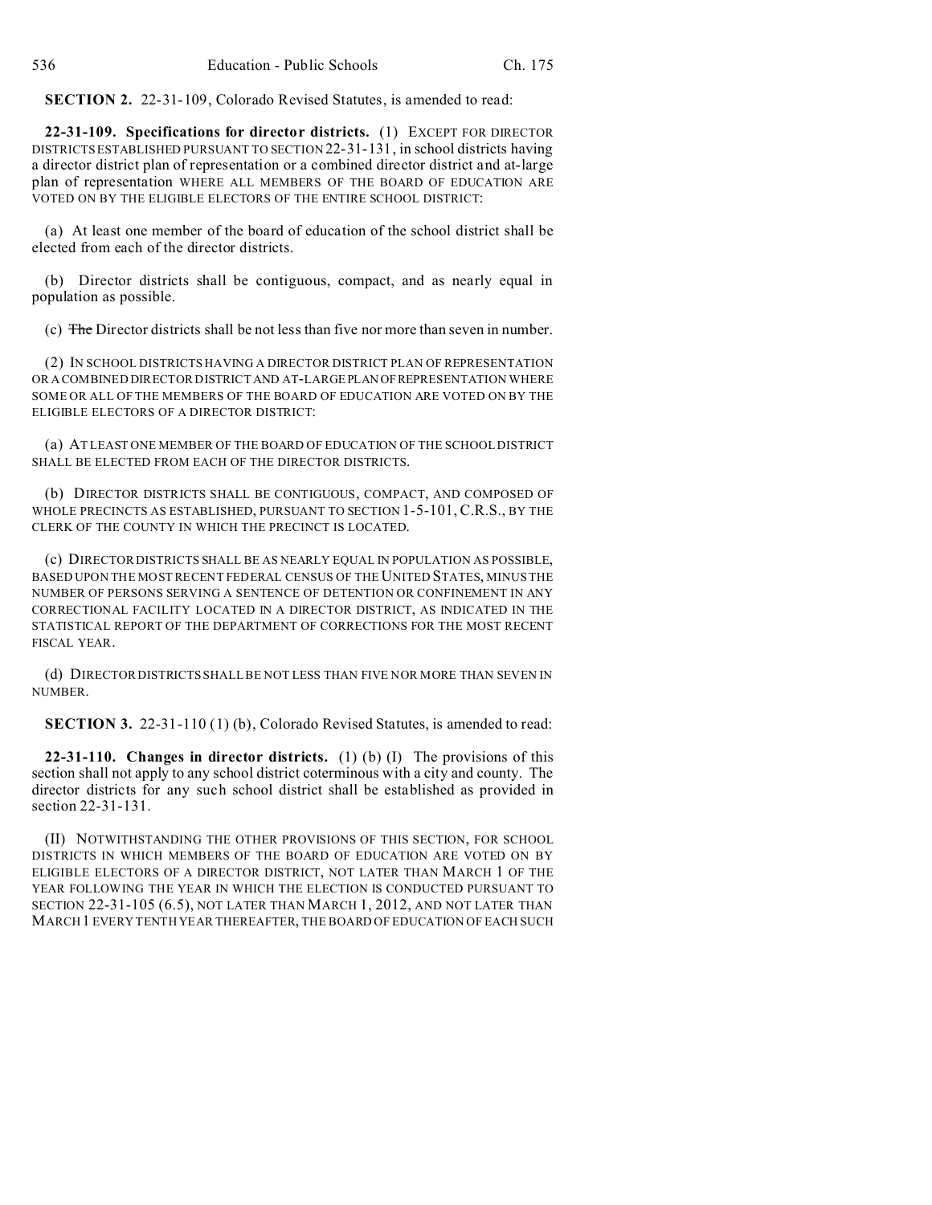**SECTION 2.** 22-31-109, Colorado Revised Statutes, is amended to read:

**22-31-109. Specifications for director districts.** (1) EXCEPT FOR DIRECTOR DISTRICTS ESTABLISHED PURSUANT TO SECTION 22-31-131, in school districts having a director district plan of representation or a combined director district and at-large plan of representation WHERE ALL MEMBERS OF THE BOARD OF EDUCATION ARE VOTED ON BY THE ELIGIBLE ELECTORS OF THE ENTIRE SCHOOL DISTRICT:

(a) At least one member of the board of education of the school district shall be elected from each of the director districts.

(b) Director districts shall be contiguous, compact, and as nearly equal in population as possible.

(c) ~~The~~ Director districts shall be not less than five nor more than seven in number.

(2) IN SCHOOL DISTRICTS HAVING A DIRECTOR DISTRICT PLAN OF REPRESENTATION OR A COMBINED DIRECTOR DISTRICT AND AT-LARGE PLAN OF REPRESENTATION WHERE SOME OR ALL OF THE MEMBERS OF THE BOARD OF EDUCATION ARE VOTED ON BY THE ELIGIBLE ELECTORS OF A DIRECTOR DISTRICT:

(a) AT LEAST ONE MEMBER OF THE BOARD OF EDUCATION OF THE SCHOOL DISTRICT SHALL BE ELECTED FROM EACH OF THE DIRECTOR DISTRICTS.

(b) DIRECTOR DISTRICTS SHALL BE CONTIGUOUS, COMPACT, AND COMPOSED OF WHOLE PRECINCTS AS ESTABLISHED, PURSUANT TO SECTION 1-5-101, C.R.S., BY THE CLERK OF THE COUNTY IN WHICH THE PRECINCT IS LOCATED.

(c) DIRECTOR DISTRICTS SHALL BE AS NEARLY EQUAL IN POPULATION AS POSSIBLE, BASED UPON THE MOST RECENT FEDERAL CENSUS OF THE UNITED STATES, MINUS THE NUMBER OF PERSONS SERVING A SENTENCE OF DETENTION OR CONFINEMENT IN ANY CORRECTIONAL FACILITY LOCATED IN A DIRECTOR DISTRICT, AS INDICATED IN THE STATISTICAL REPORT OF THE DEPARTMENT OF CORRECTIONS FOR THE MOST RECENT FISCAL YEAR.

(d) DIRECTOR DISTRICTS SHALL BE NOT LESS THAN FIVE NOR MORE THAN SEVEN IN NUMBER.

**SECTION 3.** 22-31-110 (1) (b), Colorado Revised Statutes, is amended to read:

**22-31-110. Changes in director districts.** (1) (b) (I) The provisions of this section shall not apply to any school district coterminous with a city and county. The director districts for any such school district shall be established as provided in section 22-31-131.

(II) NOTWITHSTANDING THE OTHER PROVISIONS OF THIS SECTION, FOR SCHOOL DISTRICTS IN WHICH MEMBERS OF THE BOARD OF EDUCATION ARE VOTED ON BY ELIGIBLE ELECTORS OF A DIRECTOR DISTRICT, NOT LATER THAN MARCH 1 OF THE YEAR FOLLOWING THE YEAR IN WHICH THE ELECTION IS CONDUCTED PURSUANT TO SECTION 22-31-105 (6.5), NOT LATER THAN MARCH 1, 2012, AND NOT LATER THAN MARCH 1 EVERY TENTH YEAR THEREAFTER, THE BOARD OF EDUCATION OF EACH SUCH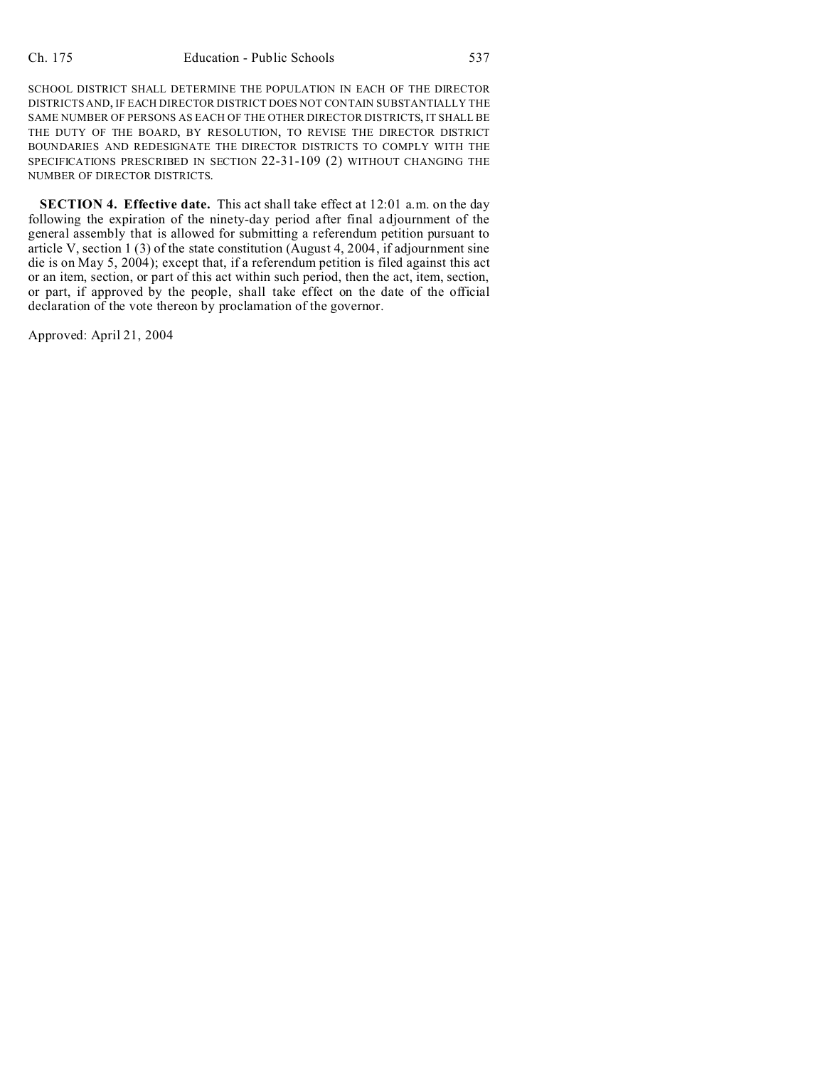SCHOOL DISTRICT SHALL DETERMINE THE POPULATION IN EACH OF THE DIRECTOR DISTRICTS AND, IF EACH DIRECTOR DISTRICT DOES NOT CONTAIN SUBSTANTIALLY THE SAME NUMBER OF PERSONS AS EACH OF THE OTHER DIRECTOR DISTRICTS, IT SHALL BE THE DUTY OF THE BOARD, BY RESOLUTION, TO REVISE THE DIRECTOR DISTRICT BOUNDARIES AND REDESIGNATE THE DIRECTOR DISTRICTS TO COMPLY WITH THE SPECIFICATIONS PRESCRIBED IN SECTION 22-31-109 (2) WITHOUT CHANGING THE NUMBER OF DIRECTOR DISTRICTS.

**SECTION 4. Effective date.** This act shall take effect at 12:01 a.m. on the day following the expiration of the ninety-day period after final adjournment of the general assembly that is allowed for submitting a referendum petition pursuant to article V, section 1 (3) of the state constitution (August 4, 2004, if adjournment sine die is on May 5, 2004); except that, if a referendum petition is filed against this act or an item, section, or part of this act within such period, then the act, item, section, or part, if approved by the people, shall take effect on the date of the official declaration of the vote thereon by proclamation of the governor.

Approved: April 21, 2004